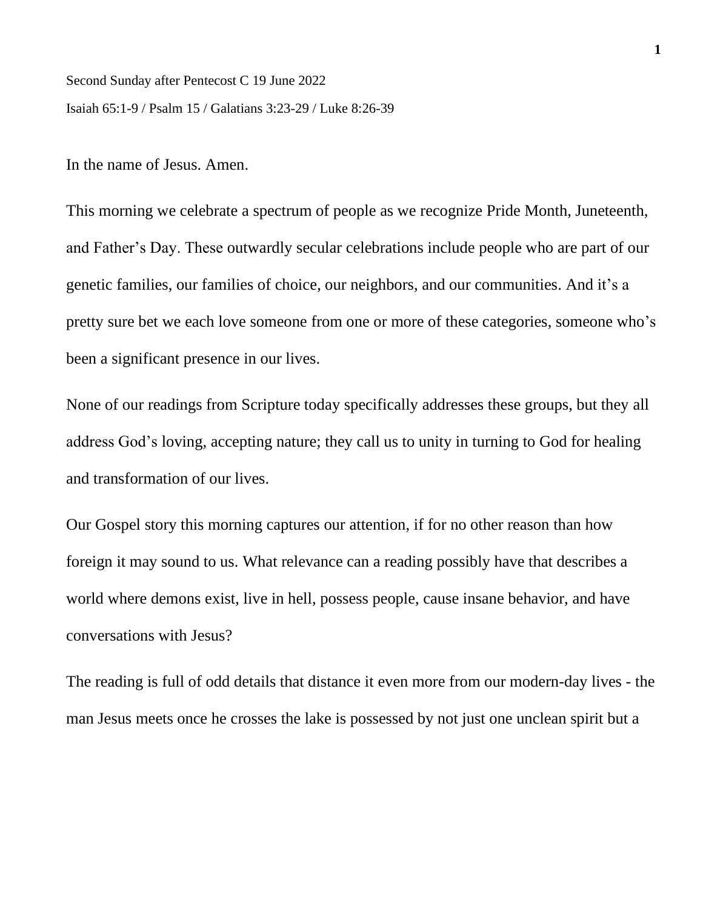Second Sunday after Pentecost C 19 June 2022

Isaiah 65:1-9 / Psalm 15 / Galatians 3:23-29 / Luke 8:26-39

In the name of Jesus. Amen.

This morning we celebrate a spectrum of people as we recognize Pride Month, Juneteenth, and Father's Day. These outwardly secular celebrations include people who are part of our genetic families, our families of choice, our neighbors, and our communities. And it's a pretty sure bet we each love someone from one or more of these categories, someone who's been a significant presence in our lives.

None of our readings from Scripture today specifically addresses these groups, but they all address God's loving, accepting nature; they call us to unity in turning to God for healing and transformation of our lives.

Our Gospel story this morning captures our attention, if for no other reason than how foreign it may sound to us. What relevance can a reading possibly have that describes a world where demons exist, live in hell, possess people, cause insane behavior, and have conversations with Jesus?

The reading is full of odd details that distance it even more from our modern-day lives - the man Jesus meets once he crosses the lake is possessed by not just one unclean spirit but a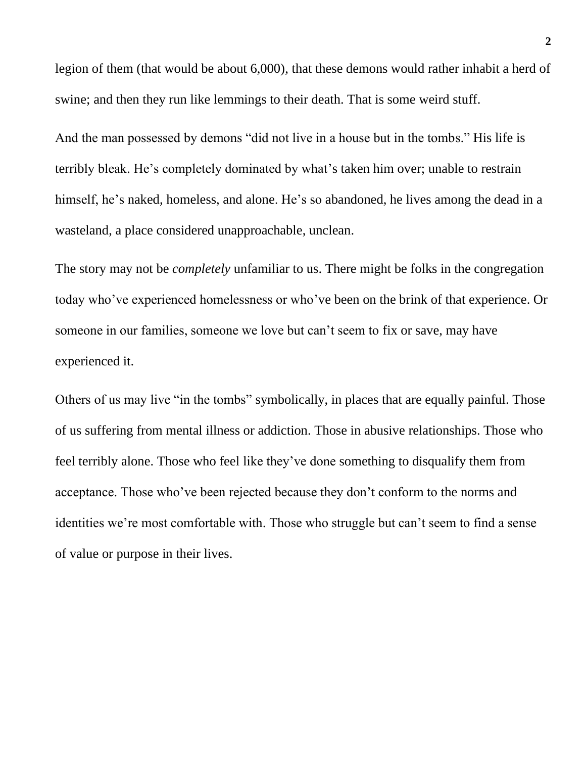legion of them (that would be about 6,000), that these demons would rather inhabit a herd of swine; and then they run like lemmings to their death. That is some weird stuff.

And the man possessed by demons "did not live in a house but in the tombs." His life is terribly bleak. He's completely dominated by what's taken him over; unable to restrain himself, he's naked, homeless, and alone. He's so abandoned, he lives among the dead in a wasteland, a place considered unapproachable, unclean.

The story may not be *completely* unfamiliar to us. There might be folks in the congregation today who've experienced homelessness or who've been on the brink of that experience. Or someone in our families, someone we love but can't seem to fix or save, may have experienced it.

Others of us may live "in the tombs" symbolically, in places that are equally painful. Those of us suffering from mental illness or addiction. Those in abusive relationships. Those who feel terribly alone. Those who feel like they've done something to disqualify them from acceptance. Those who've been rejected because they don't conform to the norms and identities we're most comfortable with. Those who struggle but can't seem to find a sense of value or purpose in their lives.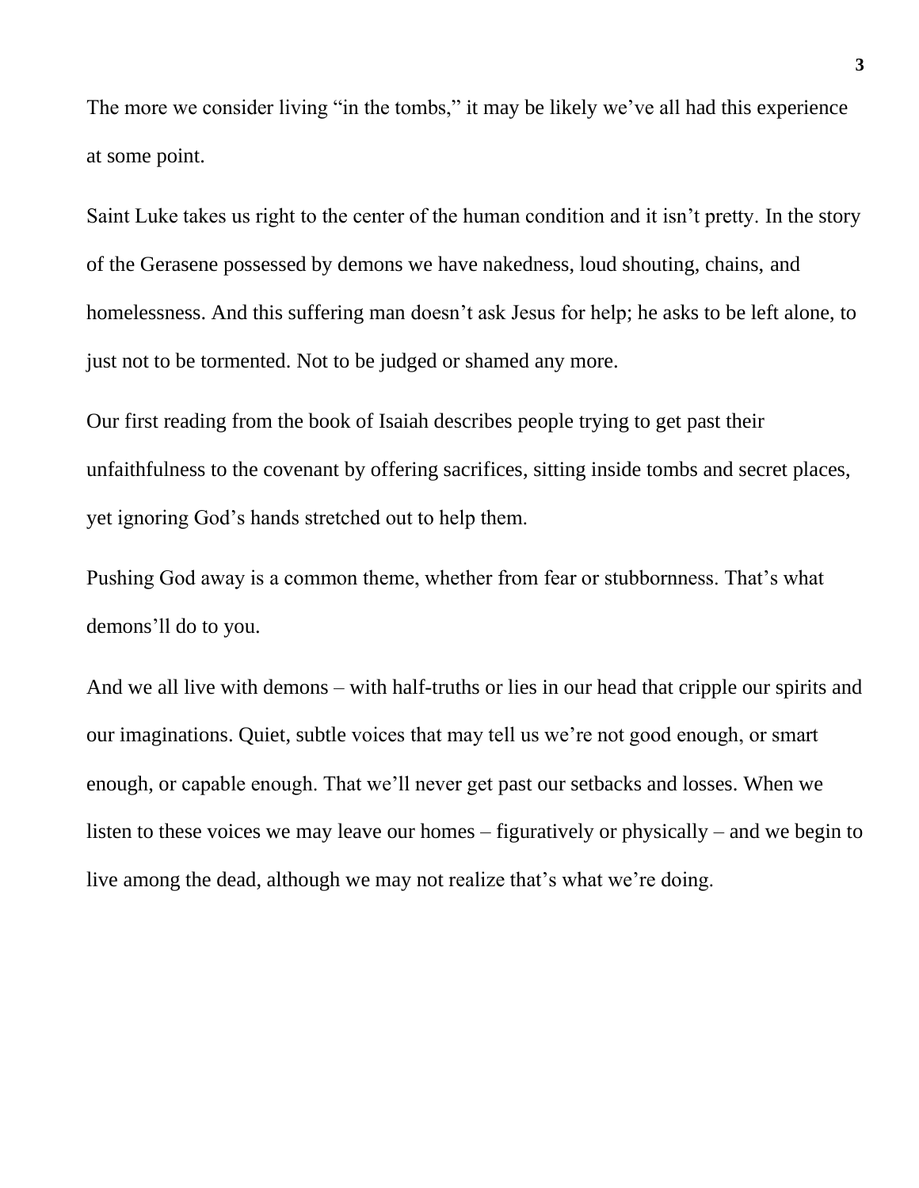The more we consider living "in the tombs," it may be likely we've all had this experience at some point.

Saint Luke takes us right to the center of the human condition and it isn't pretty. In the story of the Gerasene possessed by demons we have nakedness, loud shouting, chains, and homelessness. And this suffering man doesn't ask Jesus for help; he asks to be left alone, to just not to be tormented. Not to be judged or shamed any more.

Our first reading from the book of Isaiah describes people trying to get past their unfaithfulness to the covenant by offering sacrifices, sitting inside tombs and secret places, yet ignoring God's hands stretched out to help them.

Pushing God away is a common theme, whether from fear or stubbornness. That's what demons'll do to you.

And we all live with demons – with half-truths or lies in our head that cripple our spirits and our imaginations. Quiet, subtle voices that may tell us we're not good enough, or smart enough, or capable enough. That we'll never get past our setbacks and losses. When we listen to these voices we may leave our homes – figuratively or physically – and we begin to live among the dead, although we may not realize that's what we're doing.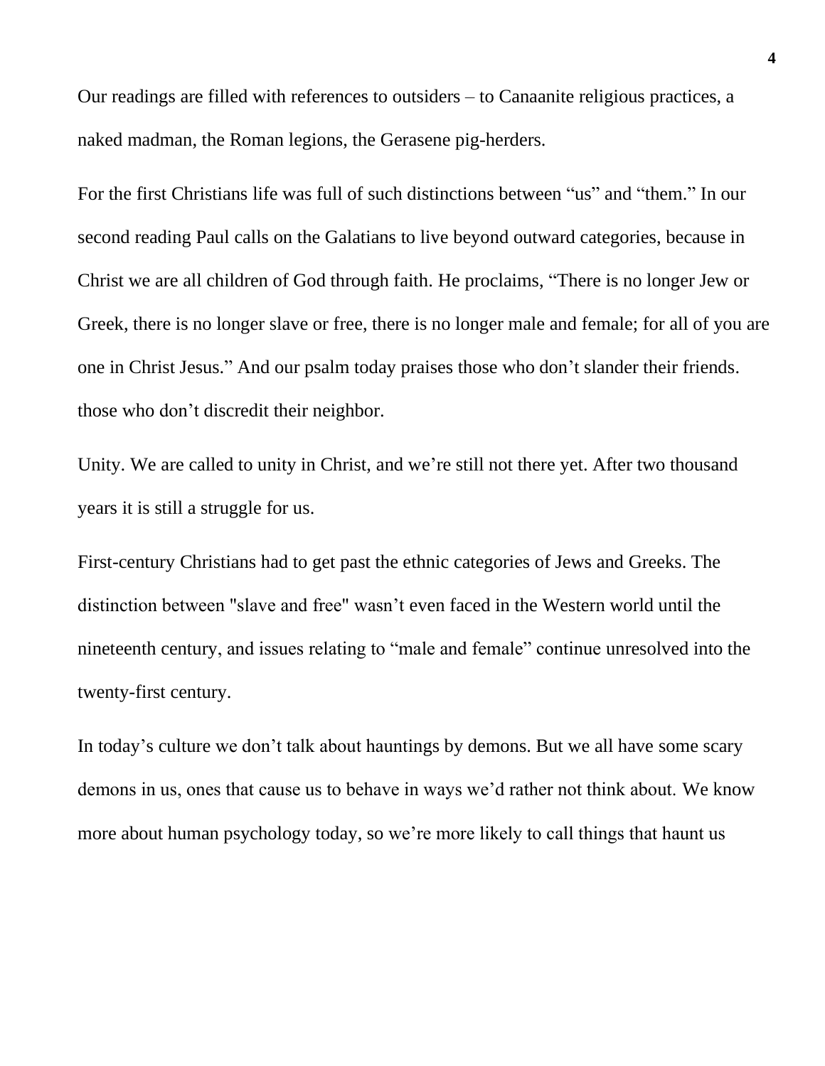Our readings are filled with references to outsiders – to Canaanite religious practices, a naked madman, the Roman legions, the Gerasene pig-herders.

For the first Christians life was full of such distinctions between "us" and "them." In our second reading Paul calls on the Galatians to live beyond outward categories, because in Christ we are all children of God through faith. He proclaims, "There is no longer Jew or Greek, there is no longer slave or free, there is no longer male and female; for all of you are one in Christ Jesus." And our psalm today praises those who don't slander their friends. those who don't discredit their neighbor.

Unity. We are called to unity in Christ, and we're still not there yet. After two thousand years it is still a struggle for us.

First-century Christians had to get past the ethnic categories of Jews and Greeks. The distinction between "slave and free" wasn't even faced in the Western world until the nineteenth century, and issues relating to "male and female" continue unresolved into the twenty-first century.

In today's culture we don't talk about hauntings by demons. But we all have some scary demons in us, ones that cause us to behave in ways we'd rather not think about. We know more about human psychology today, so we're more likely to call things that haunt us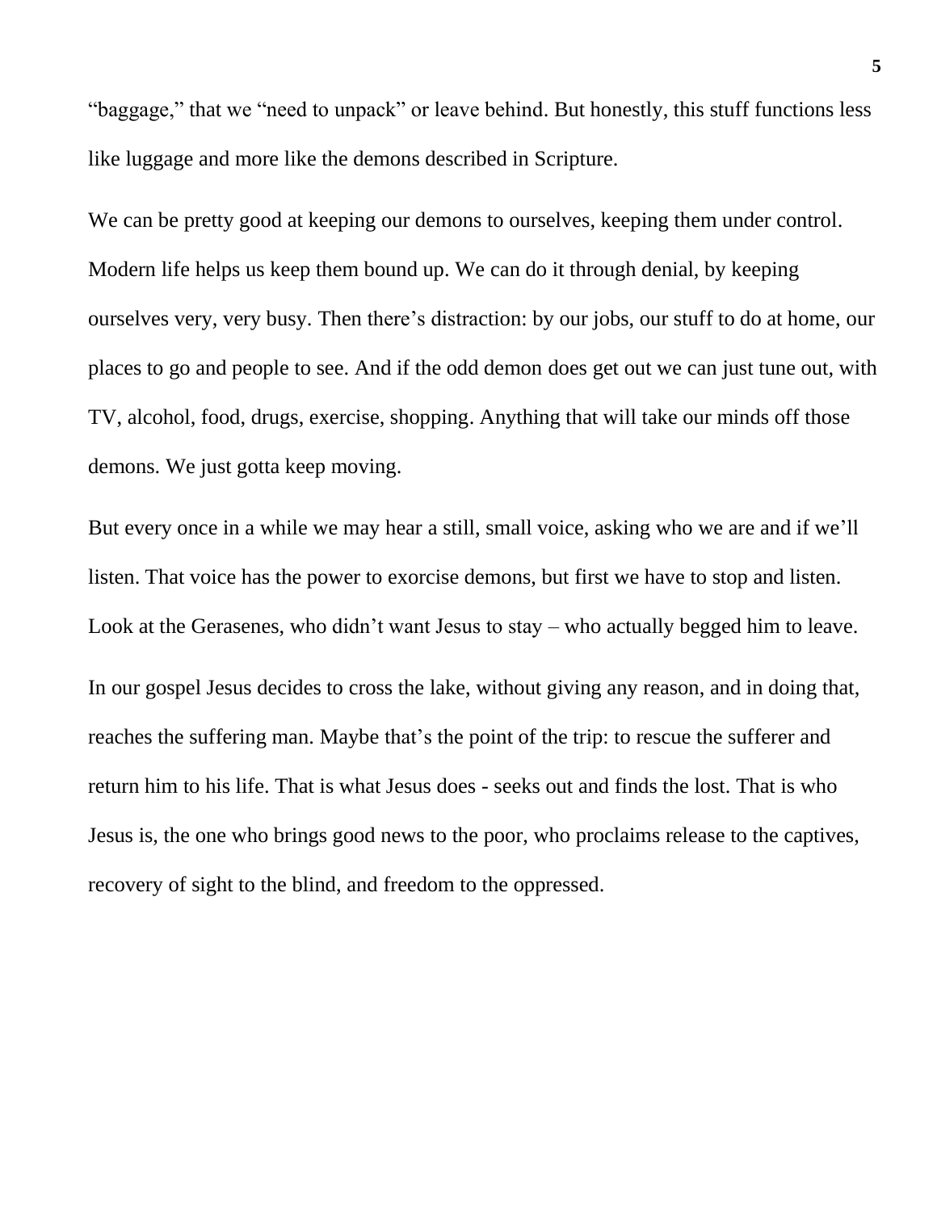"baggage," that we "need to unpack" or leave behind. But honestly, this stuff functions less like luggage and more like the demons described in Scripture.

We can be pretty good at keeping our demons to ourselves, keeping them under control. Modern life helps us keep them bound up. We can do it through denial, by keeping ourselves very, very busy. Then there's distraction: by our jobs, our stuff to do at home, our places to go and people to see. And if the odd demon does get out we can just tune out, with TV, alcohol, food, drugs, exercise, shopping. Anything that will take our minds off those demons. We just gotta keep moving.

But every once in a while we may hear a still, small voice, asking who we are and if we'll listen. That voice has the power to exorcise demons, but first we have to stop and listen. Look at the Gerasenes, who didn't want Jesus to stay – who actually begged him to leave.

In our gospel Jesus decides to cross the lake, without giving any reason, and in doing that, reaches the suffering man. Maybe that's the point of the trip: to rescue the sufferer and return him to his life. That is what Jesus does - seeks out and finds the lost. That is who Jesus is, the one who brings good news to the poor, who proclaims release to the captives, recovery of sight to the blind, and freedom to the oppressed.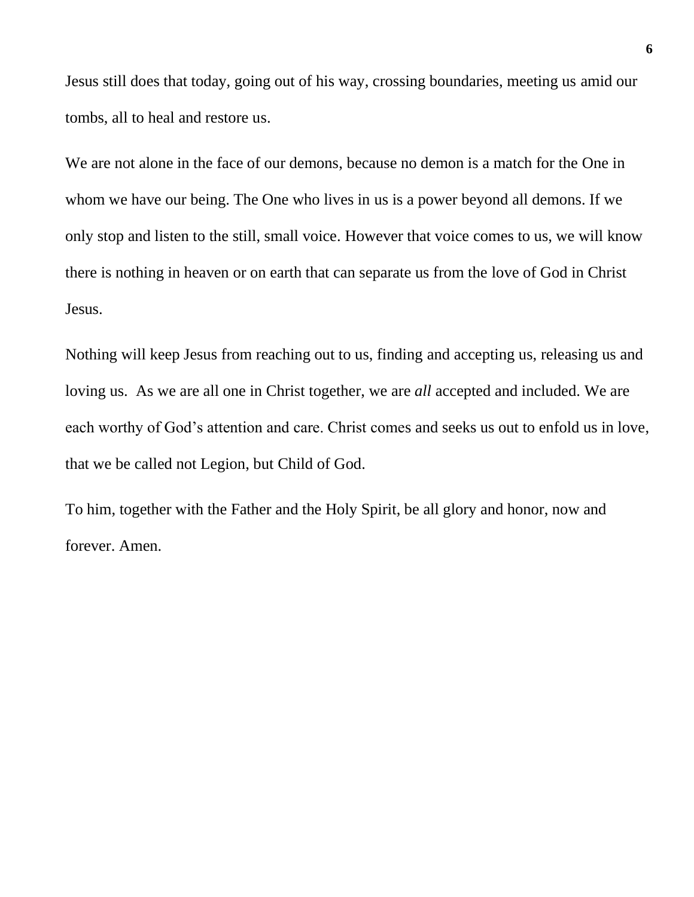Jesus still does that today, going out of his way, crossing boundaries, meeting us amid our tombs, all to heal and restore us.

We are not alone in the face of our demons, because no demon is a match for the One in whom we have our being. The One who lives in us is a power beyond all demons. If we only stop and listen to the still, small voice. However that voice comes to us, we will know there is nothing in heaven or on earth that can separate us from the love of God in Christ Jesus.

Nothing will keep Jesus from reaching out to us, finding and accepting us, releasing us and loving us. As we are all one in Christ together, we are *all* accepted and included. We are each worthy of God's attention and care. Christ comes and seeks us out to enfold us in love, that we be called not Legion, but Child of God.

To him, together with the Father and the Holy Spirit, be all glory and honor, now and forever. Amen.